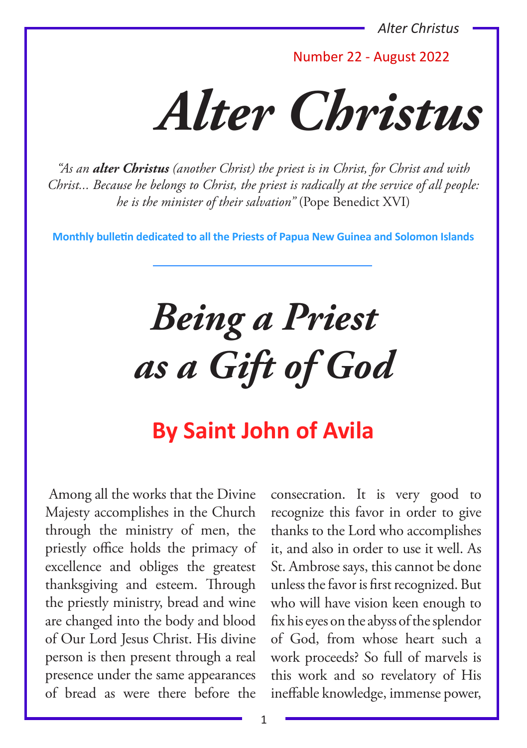Number 22 - August 2022

# Alter Christus

*"As an **alter Christus** (another Christ) the priest is in Christ, for Christ and with Christ... Because he belongs to Christ, the priest is radically at the service of all people: he is the minister of their salvation"* (Pope Benedict XVI)

**Monthly bulletin dedicated to all the Priests of Papua New Guinea and Solomon Islands**

# *Being a Priest as a Gift of God*

## By Saint John of Avila

Among all the works that the Divine Majesty accomplishes in the Church through the ministry of men, the priestly office holds the primacy of excellence and obliges the greatest thanksgiving and esteem. Through the priestly ministry, bread and wine are changed into the body and blood of Our Lord Jesus Christ. His divine person is then present through a real presence under the same appearances of bread as were there before the consecration. It is very good to recognize this favor in order to give thanks to the Lord who accomplishes it, and also in order to use it well. As St. Ambrose says, this cannot be done unless the favor is first recognized. But who will have vision keen enough to fix his eyes on the abyss of the splendor of God, from whose heart such a work proceeds? So full of marvels is this work and so revelatory of His ineffable knowledge, immense power,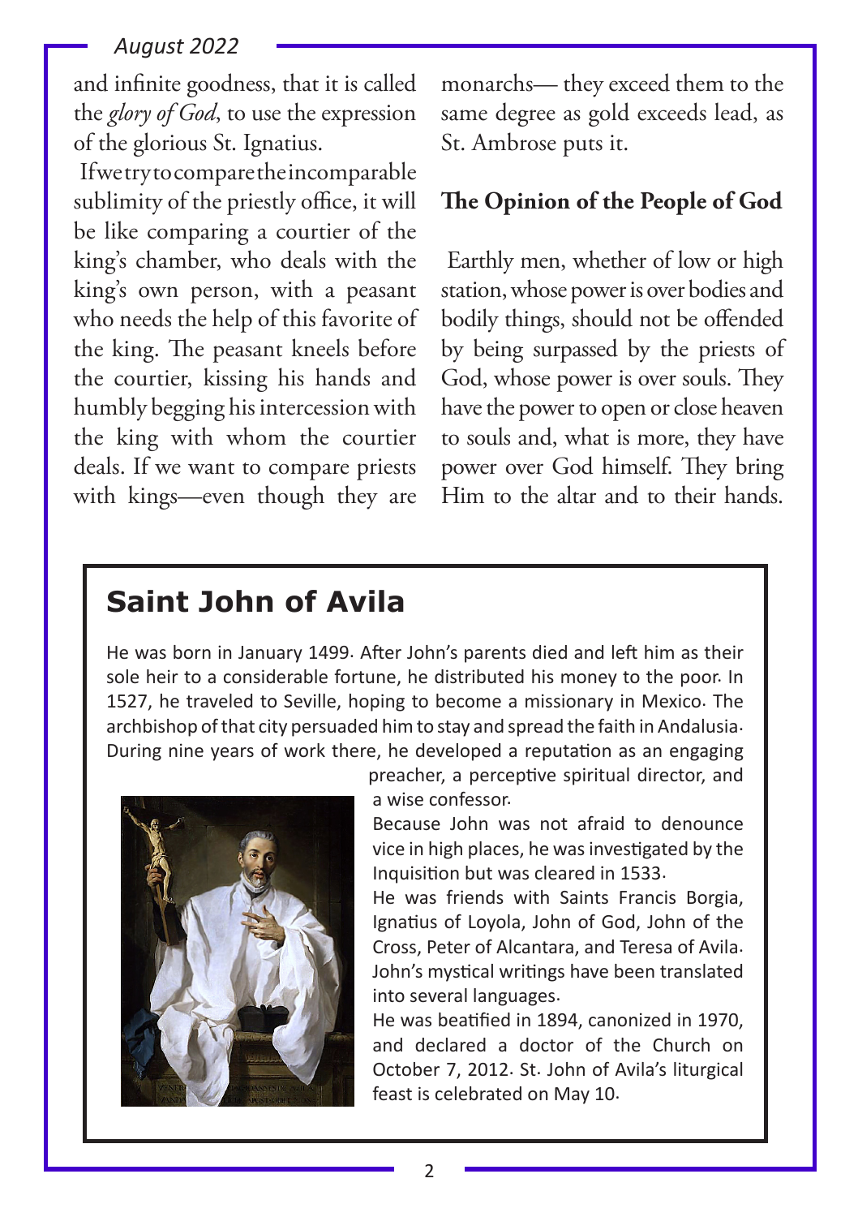and infinite goodness, that it is called the *glory of God*, to use the expression of the glorious St. Ignatius.

If we try to compare the incomparable sublimity of the priestly office, it will be like comparing a courtier of the king's chamber, who deals with the king's own person, with a peasant who needs the help of this favorite of the king. The peasant kneels before the courtier, kissing his hands and humbly begging his intercession with the king with whom the courtier deals. If we want to compare priests with kings—even though they are monarchs— they exceed them to the same degree as gold exceeds lead, as St. Ambrose puts it.

**The Opinion of the People of God**

Earthly men, whether of low or high station, whose power is over bodies and bodily things, should not be offended by being surpassed by the priests of God, whose power is over souls. They have the power to open or close heaven to souls and, what is more, they have power over God himself. They bring Him to the altar and to their hands.

## Saint John of Avila

He was born in January 1499. After John's parents died and left him as their sole heir to a considerable fortune, he distributed his money to the poor. In 1527, he traveled to Seville, hoping to become a missionary in Mexico. The archbishop of that city persuaded him to stay and spread the faith in Andalusia. During nine years of work there, he developed a reputation as an engaging preacher, a perceptive spiritual director, and a wise confessor.

Because John was not afraid to denounce vice in high places, he was investigated by the Inquisition but was cleared in 1533.

He was friends with Saints Francis Borgia, Ignatius of Loyola, John of God, John of the Cross, Peter of Alcantara, and Teresa of Avila. John's mystical writings have been translated into several languages.

He was beatified in 1894, canonized in 1970, and declared a doctor of the Church on October 7, 2012. St. John of Avila's liturgical feast is celebrated on May 10.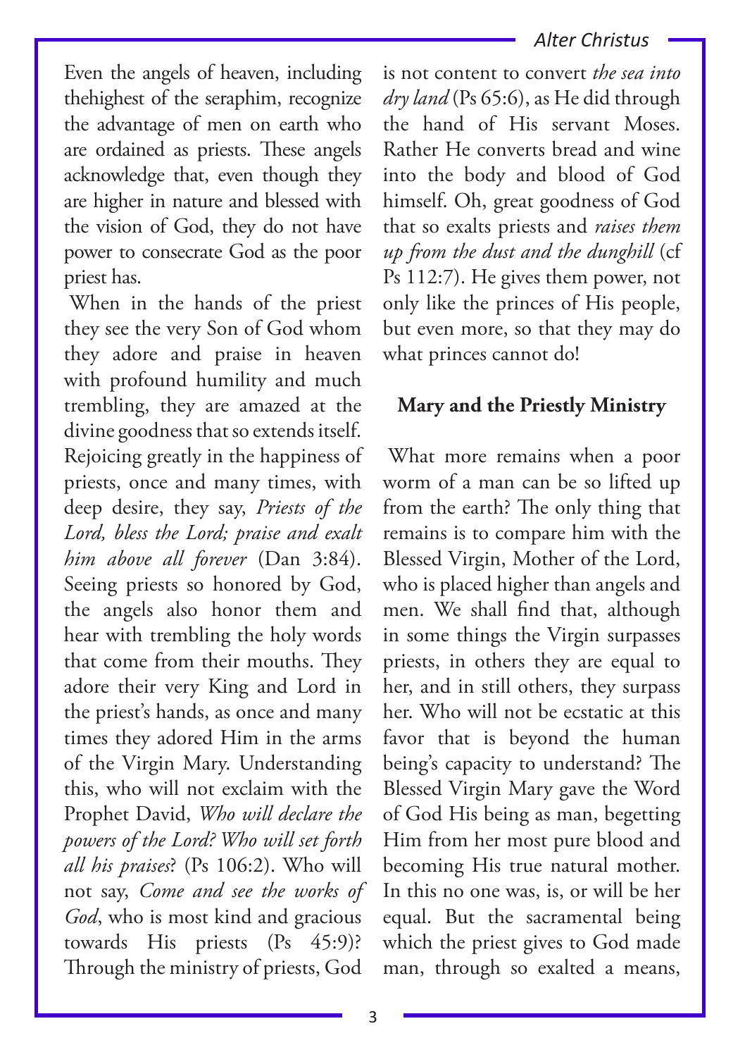Even the angels of heaven, including thehighest of the seraphim, recognize the advantage of men on earth who are ordained as priests. These angels acknowledge that, even though they are higher in nature and blessed with the vision of God, they do not have power to consecrate God as the poor priest has.

When in the hands of the priest they see the very Son of God whom they adore and praise in heaven with profound humility and much trembling, they are amazed at the divine goodness that so extends itself. Rejoicing greatly in the happiness of priests, once and many times, with deep desire, they say, *Priests of the Lord, bless the Lord; praise and exalt him above all forever* (Dan 3:84). Seeing priests so honored by God, the angels also honor them and hear with trembling the holy words that come from their mouths. They adore their very King and Lord in the priest's hands, as once and many times they adored Him in the arms of the Virgin Mary. Understanding this, who will not exclaim with the Prophet David, *Who will declare the powers of the Lord? Who will set forth all his praises*? (Ps 106:2). Who will not say, *Come and see the works of God*, who is most kind and gracious towards His priests (Ps 45:9)? Through the ministry of priests, God is not content to convert *the sea into dry land* (Ps 65:6), as He did through the hand of His servant Moses. Rather He converts bread and wine into the body and blood of God himself. Oh, great goodness of God that so exalts priests and *raises them up from the dust and the dunghill* (cf Ps 112:7). He gives them power, not only like the princes of His people, but even more, so that they may do what princes cannot do!

## Mary and the Priestly Ministry

What more remains when a poor worm of a man can be so lifted up from the earth? The only thing that remains is to compare him with the Blessed Virgin, Mother of the Lord, who is placed higher than angels and men. We shall find that, although in some things the Virgin surpasses priests, in others they are equal to her, and in still others, they surpass her. Who will not be ecstatic at this favor that is beyond the human being's capacity to understand? The Blessed Virgin Mary gave the Word of God His being as man, begetting Him from her most pure blood and becoming His true natural mother. In this no one was, is, or will be her equal. But the sacramental being which the priest gives to God made man, through so exalted a means,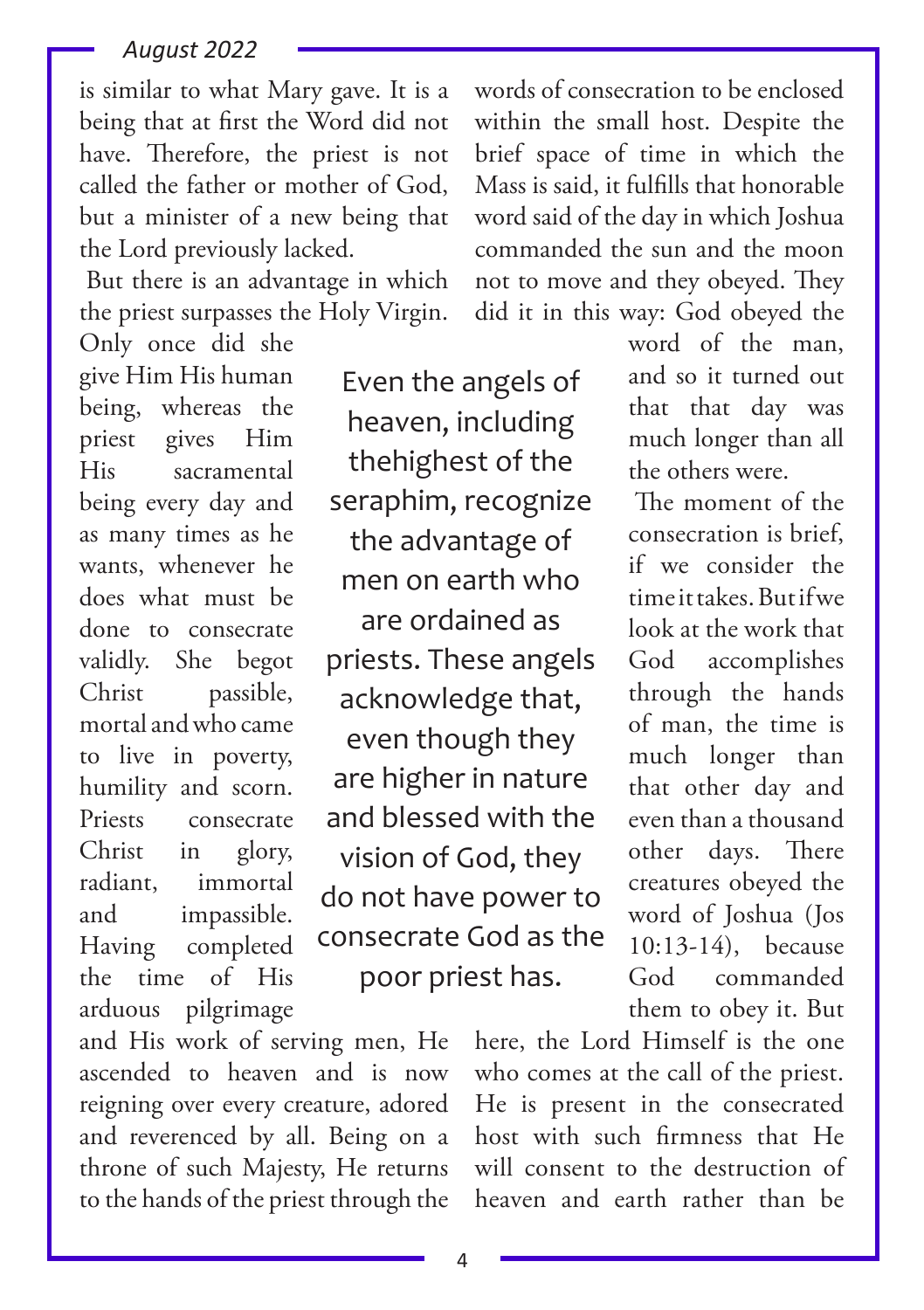is similar to what Mary gave. It is a being that at first the Word did not have. Therefore, the priest is not called the father or mother of God, but a minister of a new being that the Lord previously lacked.

But there is an advantage in which the priest surpasses the Holy Virgin. Only once did she give Him His human being, whereas the priest gives Him His sacramental being every day and as many times as he wants, whenever he does what must be done to consecrate validly. She begot Christ passible, mortal and who came to live in poverty, humility and scorn. Priests consecrate Christ in glory, radiant, immortal and impassible. Having completed the time of His arduous pilgrimage and His work of serving men, He ascended to heaven and is now reigning over every creature, adored and reverenced by all. Being on a throne of such Majesty, He returns to the hands of the priest through the words of consecration to be enclosed within the small host. Despite the brief space of time in which the Mass is said, it fulfills that honorable word said of the day in which Joshua commanded the sun and the moon not to move and they obeyed. They did it in this way: God obeyed the word of the man, and so it turned out that that day was much longer than all the others were.

> Even the angels of heaven, including thehighest of the seraphim, recognize the advantage of men on earth who are ordained as priests. These angels acknowledge that, even though they are higher in nature and blessed with the vision of God, they do not have power to consecrate God as the poor priest has.

The moment of the consecration is brief, if we consider the time it takes. But if we look at the work that God accomplishes through the hands of man, the time is much longer than that other day and even than a thousand other days. There creatures obeyed the word of Joshua (Jos 10:13-14), because God commanded them to obey it. But here, the Lord Himself is the one who comes at the call of the priest. He is present in the consecrated host with such firmness that He will consent to the destruction of heaven and earth rather than be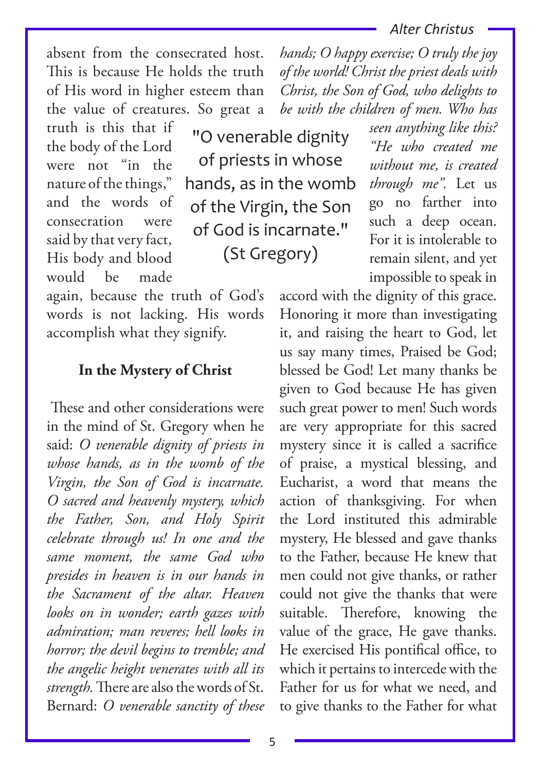absent from the consecrated host. This is because He holds the truth of His word in higher esteem than the value of creatures. So great a truth is this that if the body of the Lord were not "in the nature of the things," and the words of consecration were said by that very fact, His body and blood would be made again, because the truth of God's words is not lacking. His words accomplish what they signify.

> "O venerable dignity of priests in whose hands, as in the womb of the Virgin, the Son of God is incarnate." (St Gregory)

### In the Mystery of Christ

These and other considerations were in the mind of St. Gregory when he said: *O venerable dignity of priests in whose hands, as in the womb of the Virgin, the Son of God is incarnate. O sacred and heavenly mystery, which the Father, Son, and Holy Spirit celebrate through us! In one and the same moment, the same God who presides in heaven is in our hands in the Sacrament of the altar. Heaven looks on in wonder; earth gazes with admiration; man reveres; hell looks in horror; the devil begins to tremble; and the angelic height venerates with all its strength.* There are also the words of St. Bernard: *O venerable sanctity of these hands; O happy exercise; O truly the joy of the world! Christ the priest deals with Christ, the Son of God, who delights to be with the children of men. Who has seen anything like this? "He who created me without me, is created through me".* Let us go no farther into such a deep ocean. For it is intolerable to remain silent, and yet impossible to speak in accord with the dignity of this grace. Honoring it more than investigating it, and raising the heart to God, let us say many times, Praised be God; blessed be God! Let many thanks be given to God because He has given such great power to men! Such words are very appropriate for this sacred mystery since it is called a sacrifice of praise, a mystical blessing, and Eucharist, a word that means the action of thanksgiving. For when the Lord instituted this admirable mystery, He blessed and gave thanks to the Father, because He knew that men could not give thanks, or rather could not give the thanks that were suitable. Therefore, knowing the value of the grace, He gave thanks. He exercised His pontifical office, to which it pertains to intercede with the Father for us for what we need, and to give thanks to the Father for what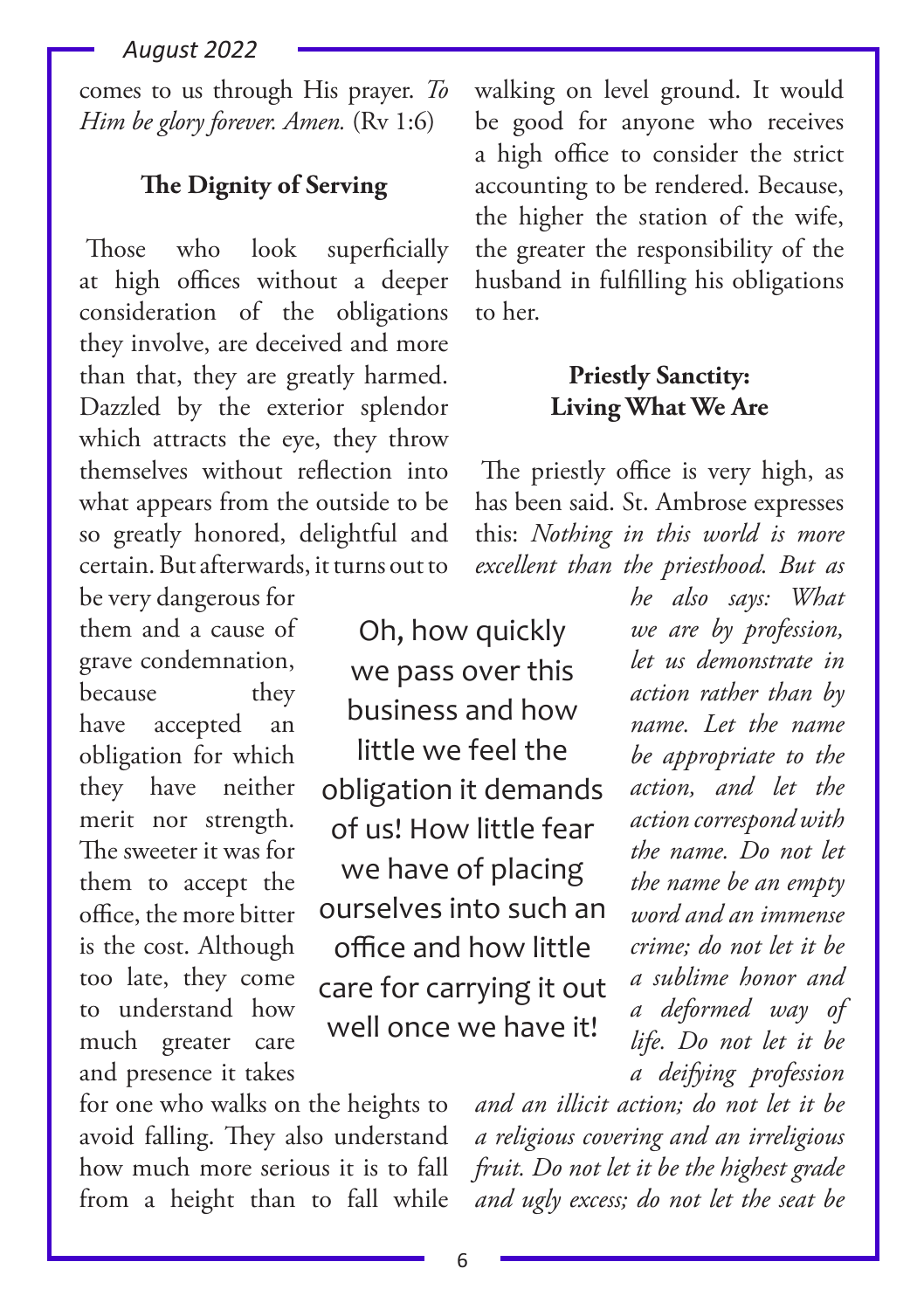comes to us through His prayer. *To Him be glory forever. Amen.* (Rv 1:6)

### The Dignity of Serving

Those who look superficially at high offices without a deeper consideration of the obligations they involve, are deceived and more than that, they are greatly harmed. Dazzled by the exterior splendor which attracts the eye, they throw themselves without reflection into what appears from the outside to be so greatly honored, delightful and certain. But afterwards, it turns out to be very dangerous for them and a cause of grave condemnation, because they have accepted an obligation for which they have neither merit nor strength. The sweeter it was for them to accept the office, the more bitter is the cost. Although too late, they come to understand how much greater care and presence it takes for one who walks on the heights to avoid falling. They also understand how much more serious it is to fall from a height than to fall while walking on level ground. It would be good for anyone who receives a high office to consider the strict accounting to be rendered. Because, the higher the station of the wife, the greater the responsibility of the husband in fulfilling his obligations to her.

> Oh, how quickly we pass over this business and how little we feel the obligation it demands of us! How little fear we have of placing ourselves into such an office and how little care for carrying it out well once we have it!

### Priestly Sanctity: Living What We Are

The priestly office is very high, as has been said. St. Ambrose expresses this: *Nothing in this world is more excellent than the priesthood. But as he also says: What we are by profession, let us demonstrate in action rather than by name. Let the name be appropriate to the action, and let the action correspond with the name. Do not let the name be an empty word and an immense crime; do not let it be a sublime honor and a deformed way of life. Do not let it be a deifying profession and an illicit action; do not let it be a religious covering and an irreligious fruit. Do not let it be the highest grade and ugly excess; do not let the seat be*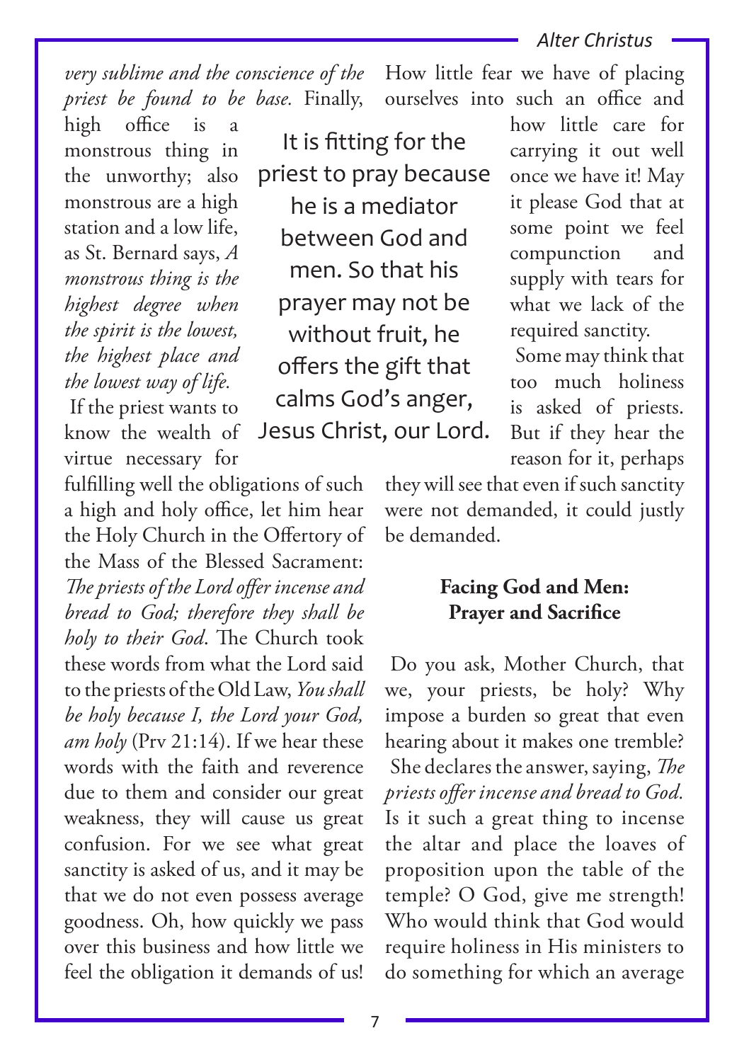*very sublime and the conscience of the priest be found to be base.* Finally, high office is a monstrous thing in the unworthy; also monstrous are a high station and a low life, as St. Bernard says, *A monstrous thing is the highest degree when the spirit is the lowest, the highest place and the lowest way of life.*

If the priest wants to know the wealth of virtue necessary for fulfilling well the obligations of such a high and holy office, let him hear the Holy Church in the Offertory of the Mass of the Blessed Sacrament: *The priests of the Lord offer incense and bread to God; therefore they shall be holy to their God*. The Church took these words from what the Lord said to the priests of the Old Law, *You shall be holy because I, the Lord your God, am holy* (Prv 21:14). If we hear these words with the faith and reverence due to them and consider our great weakness, they will cause us great confusion. For we see what great sanctity is asked of us, and it may be that we do not even possess average goodness. Oh, how quickly we pass over this business and how little we feel the obligation it demands of us! How little fear we have of placing ourselves into such an office and how little care for carrying it out well once we have it! May it please God that at some point we feel compunction and supply with tears for what we lack of the required sanctity.

> It is fitting for the priest to pray because he is a mediator between God and men. So that his prayer may not be without fruit, he offers the gift that calms God's anger, Jesus Christ, our Lord.

Some may think that too much holiness is asked of priests. But if they hear the reason for it, perhaps they will see that even if such sanctity were not demanded, it could justly be demanded.

## Facing God and Men: Prayer and Sacrifice

Do you ask, Mother Church, that we, your priests, be holy? Why impose a burden so great that even hearing about it makes one tremble? She declares the answer, saying, *The priests offer incense and bread to God.* Is it such a great thing to incense the altar and place the loaves of proposition upon the table of the temple? O God, give me strength! Who would think that God would require holiness in His ministers to do something for which an average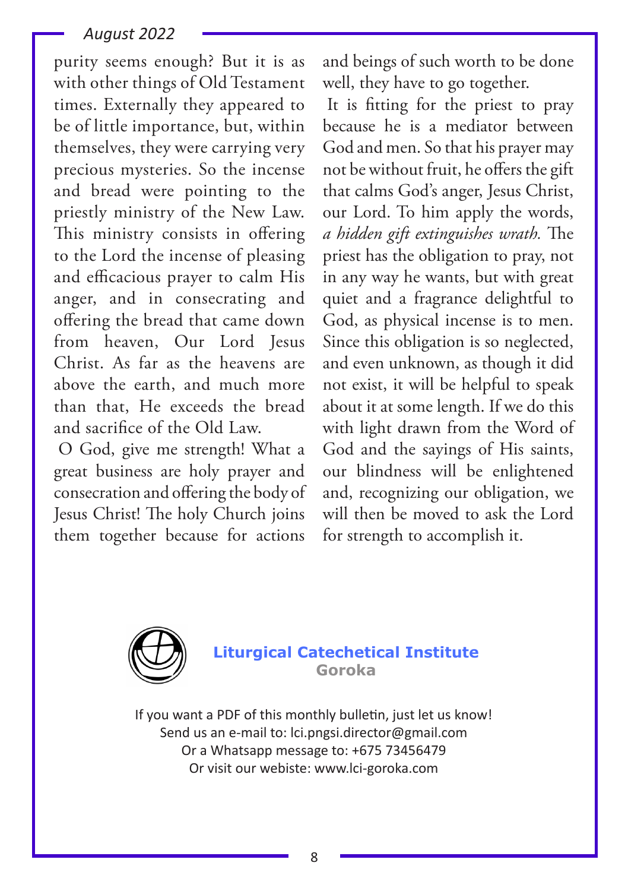purity seems enough? But it is as with other things of Old Testament times. Externally they appeared to be of little importance, but, within themselves, they were carrying very precious mysteries. So the incense and bread were pointing to the priestly ministry of the New Law. This ministry consists in offering to the Lord the incense of pleasing and efficacious prayer to calm His anger, and in consecrating and offering the bread that came down from heaven, Our Lord Jesus Christ. As far as the heavens are above the earth, and much more than that, He exceeds the bread and sacrifice of the Old Law.

O God, give me strength! What a great business are holy prayer and consecration and offering the body of Jesus Christ! The holy Church joins them together because for actions and beings of such worth to be done well, they have to go together.

It is fitting for the priest to pray because he is a mediator between God and men. So that his prayer may not be without fruit, he offers the gift that calms God's anger, Jesus Christ, our Lord. To him apply the words, *a hidden gift extinguishes wrath.* The priest has the obligation to pray, not in any way he wants, but with great quiet and a fragrance delightful to God, as physical incense is to men. Since this obligation is so neglected, and even unknown, as though it did not exist, it will be helpful to speak about it at some length. If we do this with light drawn from the Word of God and the sayings of His saints, our blindness will be enlightened and, recognizing our obligation, we will then be moved to ask the Lord for strength to accomplish it.

**Liturgical Catechetical Institute**
**Goroka**

If you want a PDF of this monthly bulletin, just let us know!
Send us an e-mail to: lci.pngsi.director@gmail.com
Or a Whatsapp message to: +675 73456479
Or visit our webiste: www.lci-goroka.com